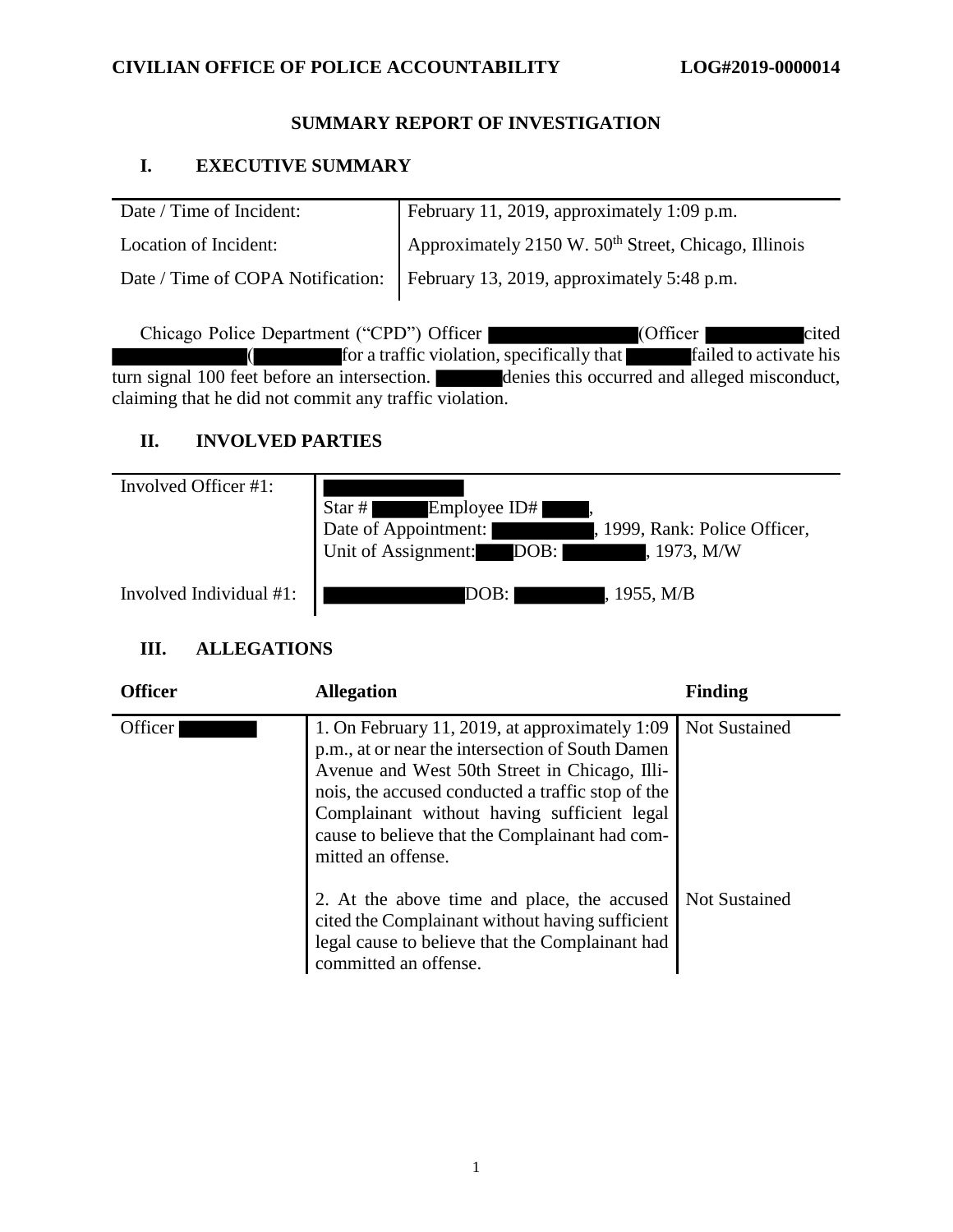**CIVILIAN OFFICE OF POLICE ACCOUNTABILITY** **LOG#2019-0000014**

# SUMMARY REPORT OF INVESTIGATION

## I. EXECUTIVE SUMMARY

| | |
|---|---|
| Date / Time of Incident: | February 11, 2019, approximately 1:09 p.m. |
| Location of Incident: | Approximately 2150 W. 50th Street, Chicago, Illinois |
| Date / Time of COPA Notification: | February 13, 2019, approximately 5:48 p.m. |

Chicago Police Department ("CPD") Officer ████ (Officer ████) cited ████ (████) for a traffic violation, specifically that ████ failed to activate his turn signal 100 feet before an intersection. ████ denies this occurred and alleged misconduct, claiming that he did not commit any traffic violation.

## II. INVOLVED PARTIES

| | |
|---|---|
| Involved Officer #1: | ████<br>Star # ████ Employee ID# ████,<br>Date of Appointment: ████, 1999, Rank: Police Officer,<br>Unit of Assignment: ████ DOB: ████, 1973, M/W |
| Involved Individual #1: | ████ DOB: ████, 1955, M/B |

## III. ALLEGATIONS

| Officer | Allegation | Finding |
|---|---|---|
| Officer ████ | 1. On February 11, 2019, at approximately 1:09 p.m., at or near the intersection of South Damen Avenue and West 50th Street in Chicago, Illinois, the accused conducted a traffic stop of the Complainant without having sufficient legal cause to believe that the Complainant had committed an offense. | Not Sustained |
| | 2. At the above time and place, the accused cited the Complainant without having sufficient legal cause to believe that the Complainant had committed an offense. | Not Sustained |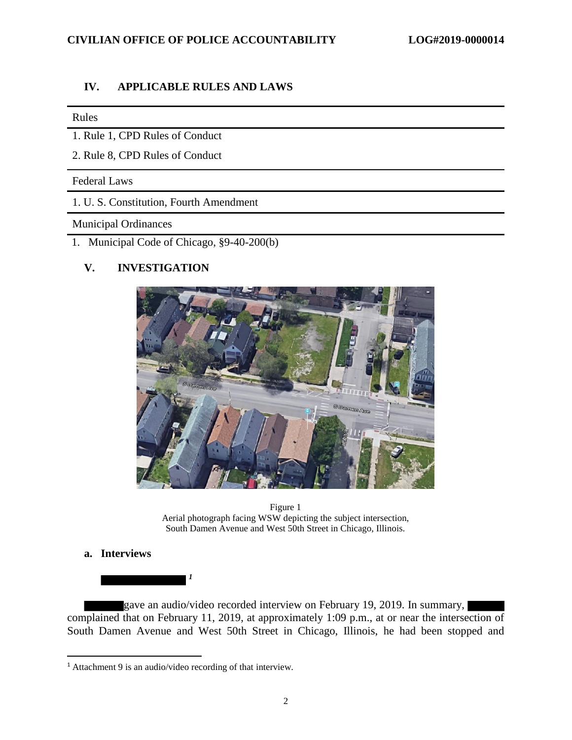## IV. APPLICABLE RULES AND LAWS

| Rules |
|---|
| 1. Rule 1, CPD Rules of Conduct |
| 2. Rule 8, CPD Rules of Conduct |
| **Federal Laws** |
| 1. U. S. Constitution, Fourth Amendment |
| **Municipal Ordinances** |
| 1. Municipal Code of Chicago, §9-40-200(b) |

## V. INVESTIGATION

Figure 1
Aerial photograph facing WSW depicting the subject intersection, South Damen Avenue and West 50th Street in Chicago, Illinois.

### a. Interviews

**██████████**[1]

████ gave an audio/video recorded interview on February 19, 2019. In summary, ████ complained that on February 11, 2019, at approximately 1:09 p.m., at or near the intersection of South Damen Avenue and West 50th Street in Chicago, Illinois, he had been stopped and

[1] Attachment 9 is an audio/video recording of that interview.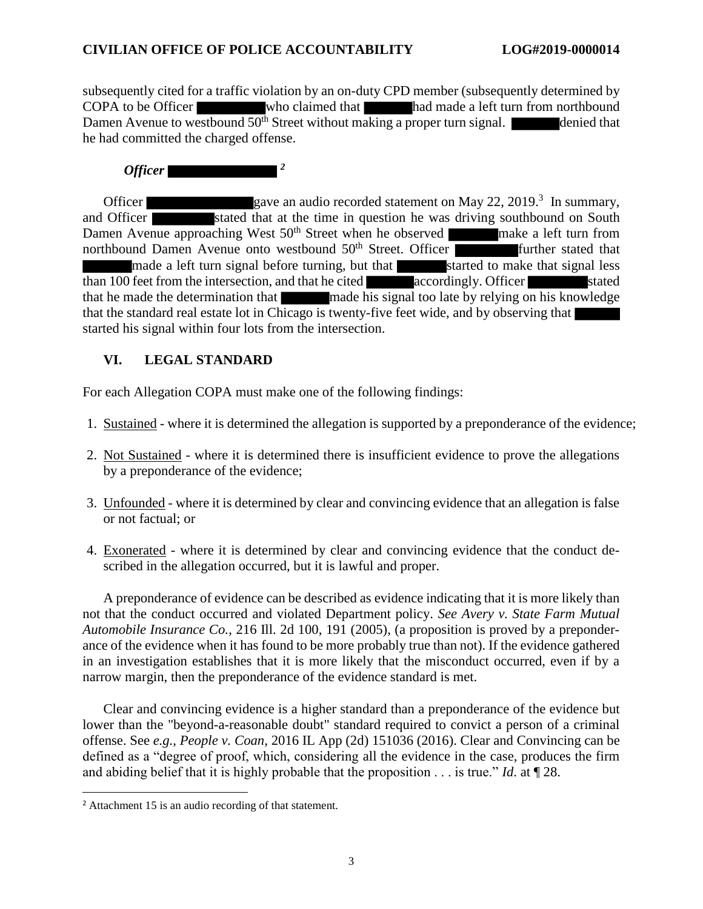subsequently cited for a traffic violation by an on-duty CPD member (subsequently determined by COPA to be Officer ██████ who claimed that ██████ had made a left turn from northbound Damen Avenue to westbound 50th Street without making a proper turn signal. ██████ denied that he had committed the charged offense.

***Officer ██████*** [2]

Officer ██████ gave an audio recorded statement on May 22, 2019.[3] In summary, and Officer ██████ stated that at the time in question he was driving southbound on South Damen Avenue approaching West 50th Street when he observed ██████ make a left turn from northbound Damen Avenue onto westbound 50th Street. Officer ██████ further stated that ██████ made a left turn signal before turning, but that ██████ started to make that signal less than 100 feet from the intersection, and that he cited ██████ accordingly. Officer ██████ stated that he made the determination that ██████ made his signal too late by relying on his knowledge that the standard real estate lot in Chicago is twenty-five feet wide, and by observing that ██████ started his signal within four lots from the intersection.

## VI. LEGAL STANDARD

For each Allegation COPA must make one of the following findings:

1. Sustained - where it is determined the allegation is supported by a preponderance of the evidence;
2. Not Sustained - where it is determined there is insufficient evidence to prove the allegations by a preponderance of the evidence;
3. Unfounded - where it is determined by clear and convincing evidence that an allegation is false or not factual; or
4. Exonerated - where it is determined by clear and convincing evidence that the conduct described in the allegation occurred, but it is lawful and proper.

A preponderance of evidence can be described as evidence indicating that it is more likely than not that the conduct occurred and violated Department policy. *See Avery v. State Farm Mutual Automobile Insurance Co.*, 216 Ill. 2d 100, 191 (2005), (a proposition is proved by a preponderance of the evidence when it has found to be more probably true than not). If the evidence gathered in an investigation establishes that it is more likely that the misconduct occurred, even if by a narrow margin, then the preponderance of the evidence standard is met.

Clear and convincing evidence is a higher standard than a preponderance of the evidence but lower than the "beyond-a-reasonable doubt" standard required to convict a person of a criminal offense. See *e.g.*, *People v. Coan*, 2016 IL App (2d) 151036 (2016). Clear and Convincing can be defined as a "degree of proof, which, considering all the evidence in the case, produces the firm and abiding belief that it is highly probable that the proposition . . . is true." *Id.* at ¶ 28.

---

[2] Attachment 15 is an audio recording of that statement.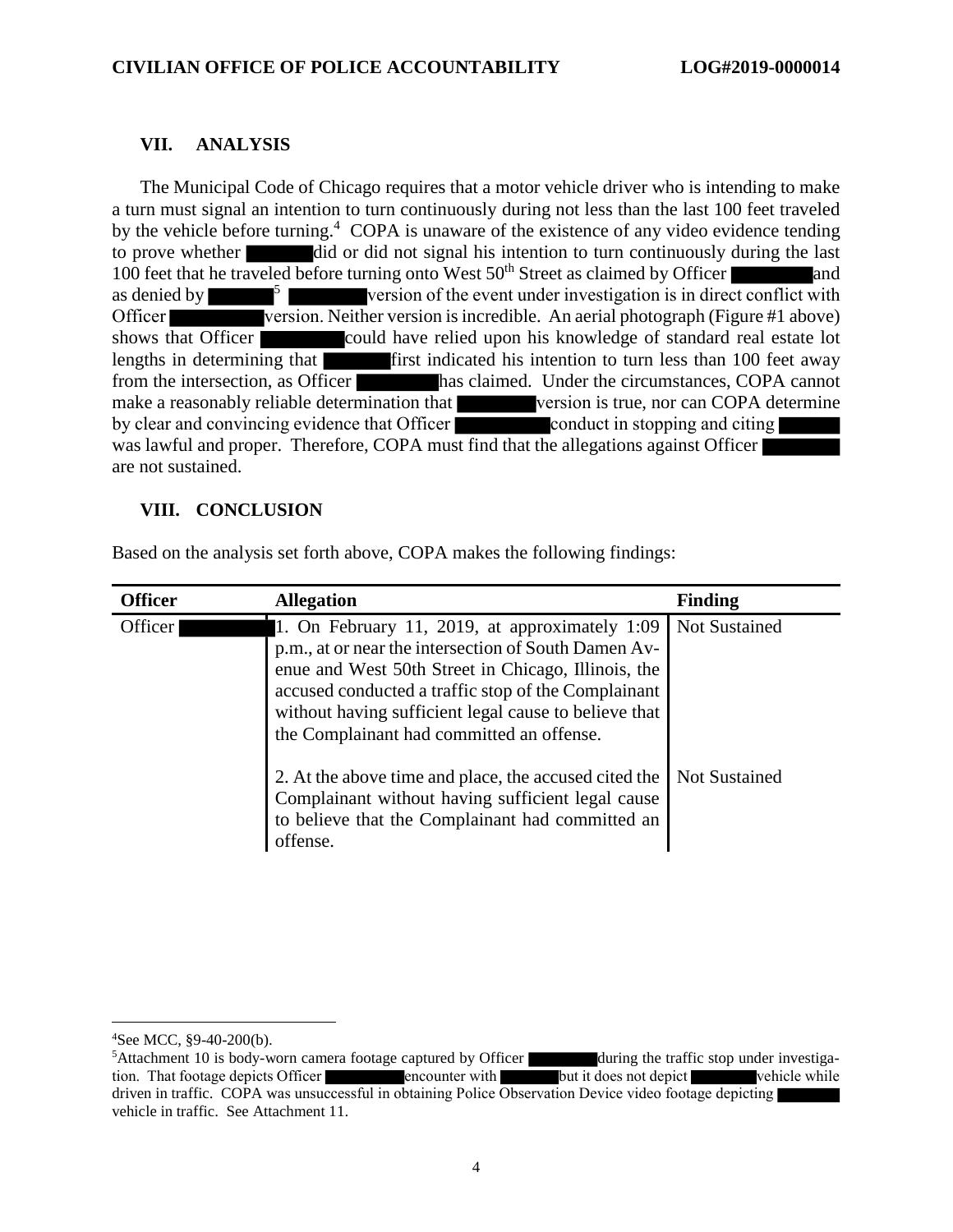## VII. ANALYSIS

The Municipal Code of Chicago requires that a motor vehicle driver who is intending to make a turn must signal an intention to turn continuously during not less than the last 100 feet traveled by the vehicle before turning.[4] COPA is unaware of the existence of any video evidence tending to prove whether ████ did or did not signal his intention to turn continuously during the last 100 feet that he traveled before turning onto West 50th Street as claimed by Officer ████ and as denied by ████[5] ████ version of the event under investigation is in direct conflict with Officer ████ version. Neither version is incredible. An aerial photograph (Figure #1 above) shows that Officer ████ could have relied upon his knowledge of standard real estate lot lengths in determining that ████ first indicated his intention to turn less than 100 feet away from the intersection, as Officer ████ has claimed. Under the circumstances, COPA cannot make a reasonably reliable determination that ████ version is true, nor can COPA determine by clear and convincing evidence that Officer ████ conduct in stopping and citing ████ was lawful and proper. Therefore, COPA must find that the allegations against Officer ████ are not sustained.

## VIII. CONCLUSION

Based on the analysis set forth above, COPA makes the following findings:

| Officer | Allegation | Finding |
|---|---|---|
| Officer ████ | 1. On February 11, 2019, at approximately 1:09 p.m., at or near the intersection of South Damen Avenue and West 50th Street in Chicago, Illinois, the accused conducted a traffic stop of the Complainant without having sufficient legal cause to believe that the Complainant had committed an offense. | Not Sustained |
| | 2. At the above time and place, the accused cited the Complainant without having sufficient legal cause to believe that the Complainant had committed an offense. | Not Sustained |

---

[4] See MCC, §9-40-200(b).

[5] Attachment 10 is body-worn camera footage captured by Officer ████ during the traffic stop under investigation. That footage depicts Officer ████ encounter with ████ but it does not depict ████ vehicle while driven in traffic. COPA was unsuccessful in obtaining Police Observation Device video footage depicting ████ vehicle in traffic. See Attachment 11.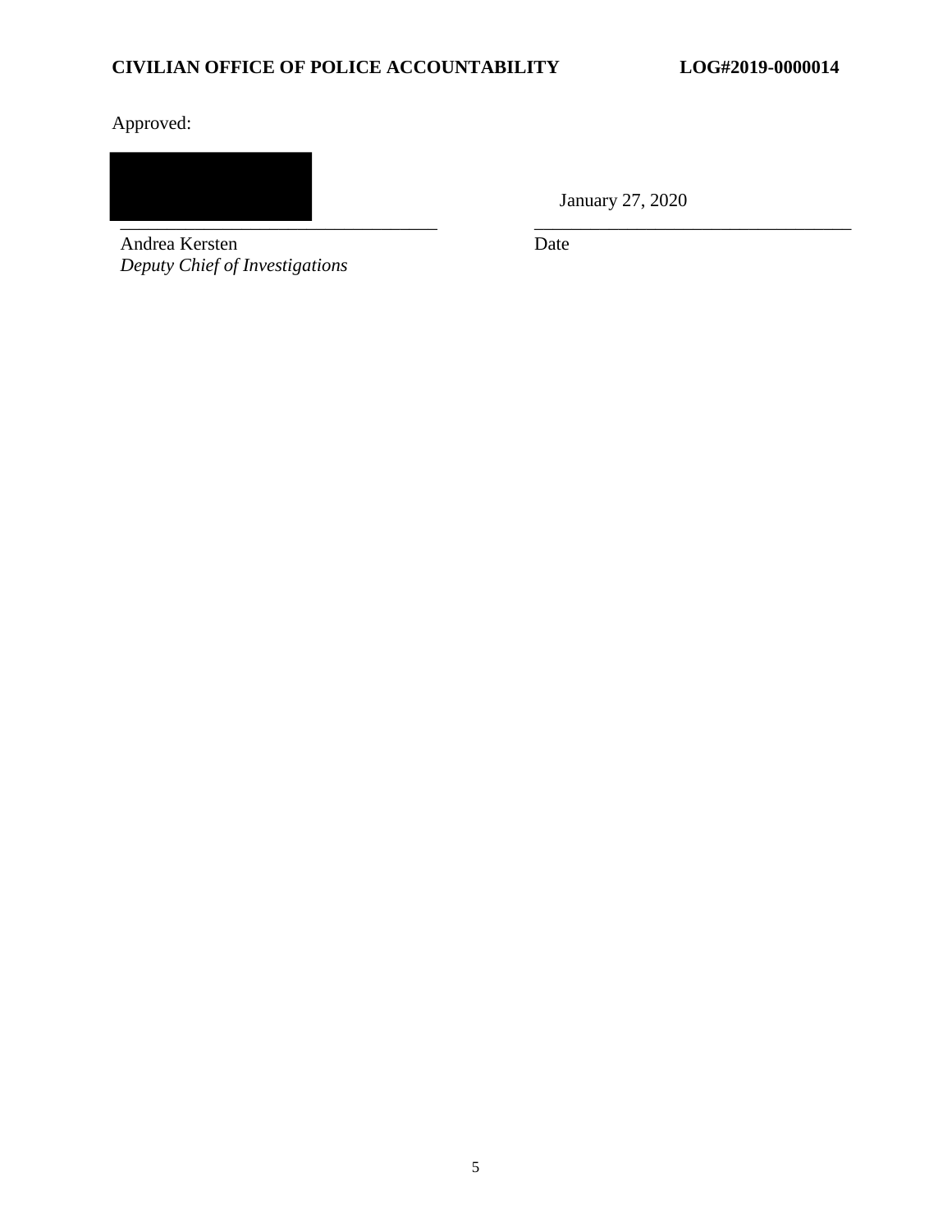Approved:

\_\_\_\_\_\_\_\_\_\_\_\_\_\_\_\_\_\_\_\_\_\_\_\_\_\_\_\_\_\_\_\_\_\_ &nbsp;&nbsp;&nbsp;&nbsp; January 27, 2020

Andrea Kersten
*Deputy Chief of Investigations*

Date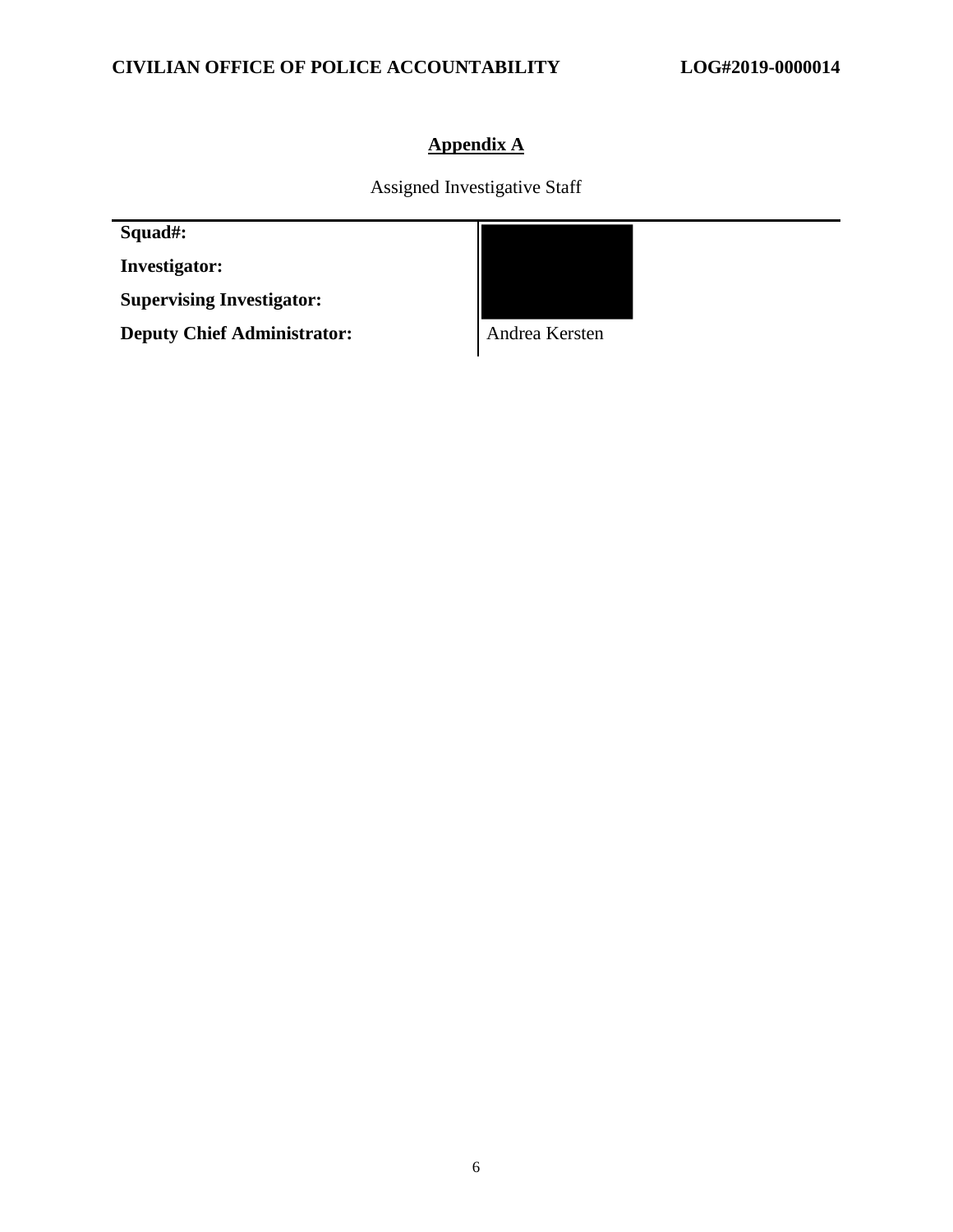## Appendix A

Assigned Investigative Staff

| | |
|---|---|
| **Squad#:** | |
| **Investigator:** | |
| **Supervising Investigator:** | |
| **Deputy Chief Administrator:** | Andrea Kersten |